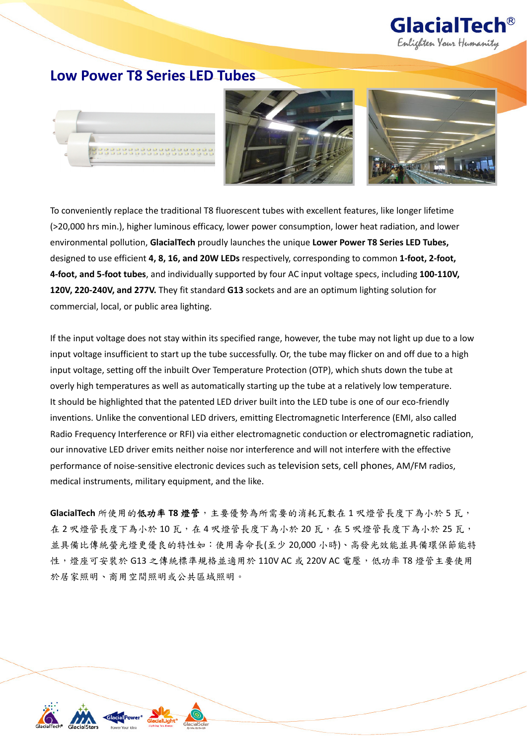# Low Power T8 Series LED Tubes

To conveniently replace the traditional T8 fluorescent tubes with excellent features, like longer lifetime (>20,000 hrs min.), higher luminous efficacy, lower power consumption, lower heat radiation, and lower environmental pollution, **GlacialTech** proudly launches the unique **Lower Power T8 Series LED Tubes,** designed to use efficient **4, 8, 16, and 20W LEDs** respectively, corresponding to common **1-foot, 2-foot, 4-foot, and 5-foot tubes**, and individually supported by four AC input voltage specs, including **100-110V, 120V, 220-240V, and 277V.** They fit standard **G13** sockets and are an optimum lighting solution for commercial, local, or public area lighting.

If the input voltage does not stay within its specified range, however, the tube may not light up due to a low input voltage insufficient to start up the tube successfully. Or, the tube may flicker on and off due to a high input voltage, setting off the inbuilt Over Temperature Protection (OTP), which shuts down the tube at overly high temperatures as well as automatically starting up the tube at a relatively low temperature. It should be highlighted that the patented LED driver built into the LED tube is one of our eco-friendly inventions. Unlike the conventional LED drivers, emitting Electromagnetic Interference (EMI, also called Radio Frequency Interference or RFI) via either electromagnetic conduction or electromagnetic radiation, our innovative LED driver emits neither noise nor interference and will not interfere with the effective performance of noise-sensitive electronic devices such as television sets, cell phones, AM/FM radios, medical instruments, military equipment, and the like.

**GlacialTech** 所使用的**低功率 T8 燈管**，主要優勢為所需要的消耗瓦數在 1 呎燈管長度下為小於 5 瓦，在 2 呎燈管長度下為小於 10 瓦，在 4 呎燈管長度下為小於 20 瓦，在 5 呎燈管長度下為小於 25 瓦，並具備比傳統螢光燈更優良的特性如：使用壽命長(至少 20,000 小時)、高發光效能並具備環保節能特性，燈座可安裝於 G13 之傳統標準規格並適用於 110V AC 或 220V AC 電壓，低功率 T8 燈管主要使用於居家照明、商用空間照明或公共區域照明。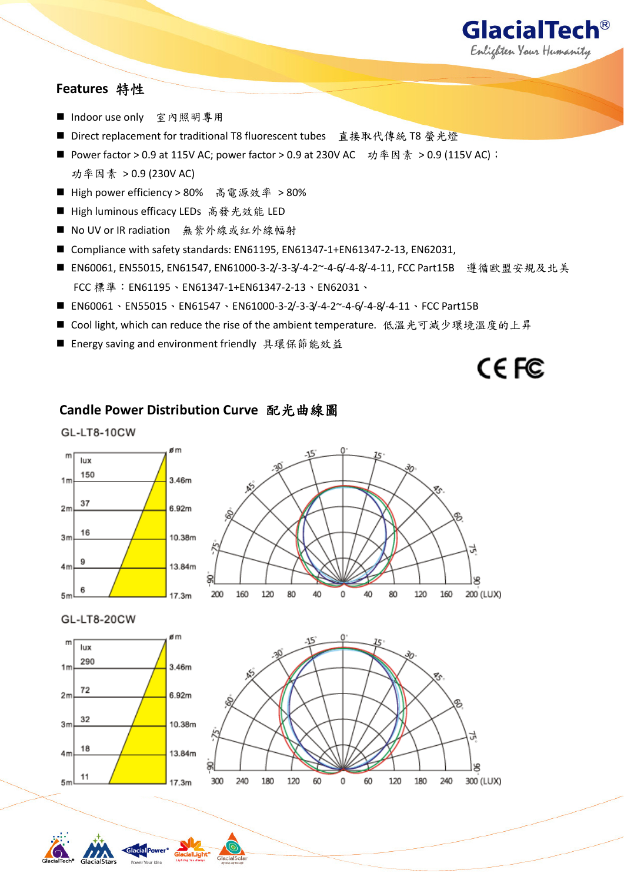## Features 特性

- Indoor use only　室內照明專用
- Direct replacement for traditional T8 fluorescent tubes　直接取代傳統 T8 螢光燈
- Power factor > 0.9 at 115V AC; power factor > 0.9 at 230V AC　功率因素 > 0.9 (115V AC)；功率因素 > 0.9 (230V AC)
- High power efficiency > 80%　高電源效率 > 80%
- High luminous efficacy LEDs 高發光效能 LED
- No UV or IR radiation　無紫外線或紅外線輻射
- Compliance with safety standards: EN61195, EN61347-1+EN61347-2-13, EN62031,
- EN60061, EN55015, EN61547, EN61000-3-2/-3-3/-4-2~-4-6/-4-8/-4-11, FCC Part15B　遵循歐盟安規及北美 FCC 標準：EN61195、EN61347-1+EN61347-2-13、EN62031、
- EN60061、EN55015、EN61547、EN61000-3-2/-3-3/-4-2~-4-6/-4-8/-4-11、FCC Part15B
- Cool light, which can reduce the rise of the ambient temperature. 低溫光可減少環境溫度的上昇
- Energy saving and environment friendly 具環保節能效益

CE FC

## Candle Power Distribution Curve 配光曲線圖

### GL-LT8-10CW

| m | lux | ø m |
|---|---|---|
| 1m | 150 | 3.46m |
| 2m | 37 | 6.92m |
| 3m | 16 | 10.38m |
| 4m | 9 | 13.84m |
| 5m | 6 | 17.3m |

### GL-LT8-20CW

| m | lux | ø m |
|---|---|---|
| 1m | 290 | 3.46m |
| 2m | 72 | 6.92m |
| 3m | 32 | 10.38m |
| 4m | 18 | 13.84m |
| 5m | 11 | 17.3m |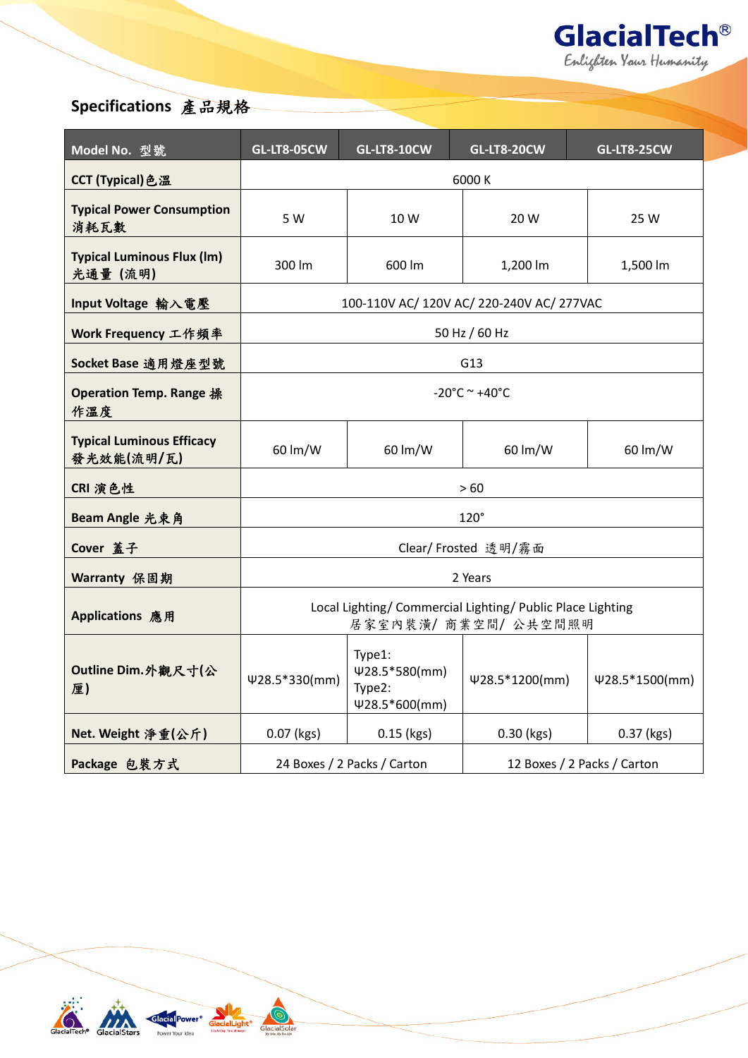## Specifications 產品規格

| Model No. 型號 | GL-LT8-05CW | GL-LT8-10CW | GL-LT8-20CW | GL-LT8-25CW |
|---|---|---|---|---|
| CCT (Typical)色溫 | 6000 K | | | |
| Typical Power Consumption 消耗瓦數 | 5 W | 10 W | 20 W | 25 W |
| Typical Luminous Flux (lm) 光通量 (流明) | 300 lm | 600 lm | 1,200 lm | 1,500 lm |
| Input Voltage 輸入電壓 | 100-110V AC/ 120V AC/ 220-240V AC/ 277VAC | | | |
| Work Frequency 工作頻率 | 50 Hz / 60 Hz | | | |
| Socket Base 適用燈座型號 | G13 | | | |
| Operation Temp. Range 操作溫度 | -20°C ~ +40°C | | | |
| Typical Luminous Efficacy 發光效能(流明/瓦) | 60 lm/W | 60 lm/W | 60 lm/W | 60 lm/W |
| CRI 演色性 | > 60 | | | |
| Beam Angle 光束角 | 120° | | | |
| Cover 蓋子 | Clear/ Frosted 透明/霧面 | | | |
| Warranty 保固期 | 2 Years | | | |
| Applications 應用 | Local Lighting/ Commercial Lighting/ Public Place Lighting 居家室內裝潢/ 商業空間/ 公共空間照明 | | | |
| Outline Dim.外觀尺寸(公厘) | Ψ28.5*330(mm) | Type1: Ψ28.5*580(mm) Type2: Ψ28.5*600(mm) | Ψ28.5*1200(mm) | Ψ28.5*1500(mm) |
| Net. Weight 淨重(公斤) | 0.07 (kgs) | 0.15 (kgs) | 0.30 (kgs) | 0.37 (kgs) |
| Package 包裝方式 | 24 Boxes / 2 Packs / Carton | | 12 Boxes / 2 Packs / Carton | |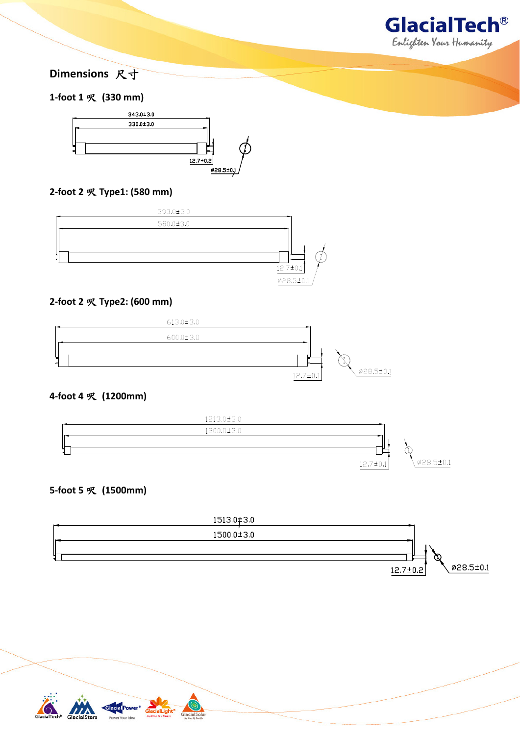## Dimensions 尺寸

### 1-foot 1 呎 (330 mm)

343.0±3.0

330.0±3.0

12.7±0.2

ø28.5±0.1

### 2-foot 2 呎 Type1: (580 mm)

593.0±3.0

580.0±3.0

12.7±0.1

ø28.5±0.1

### 2-foot 2 呎 Type2: (600 mm)

613.0±3.0

600.0±3.0

12.7±0.1

ø28.5±0.1

### 4-foot 4 呎 (1200mm)

1213.0±3.0

1200.0±3.0

12.7±0.1

ø28.5±0.1

### 5-foot 5 呎 (1500mm)

1513.0±3.0

1500.0±3.0

12.7±0.2

ø28.5±0.1